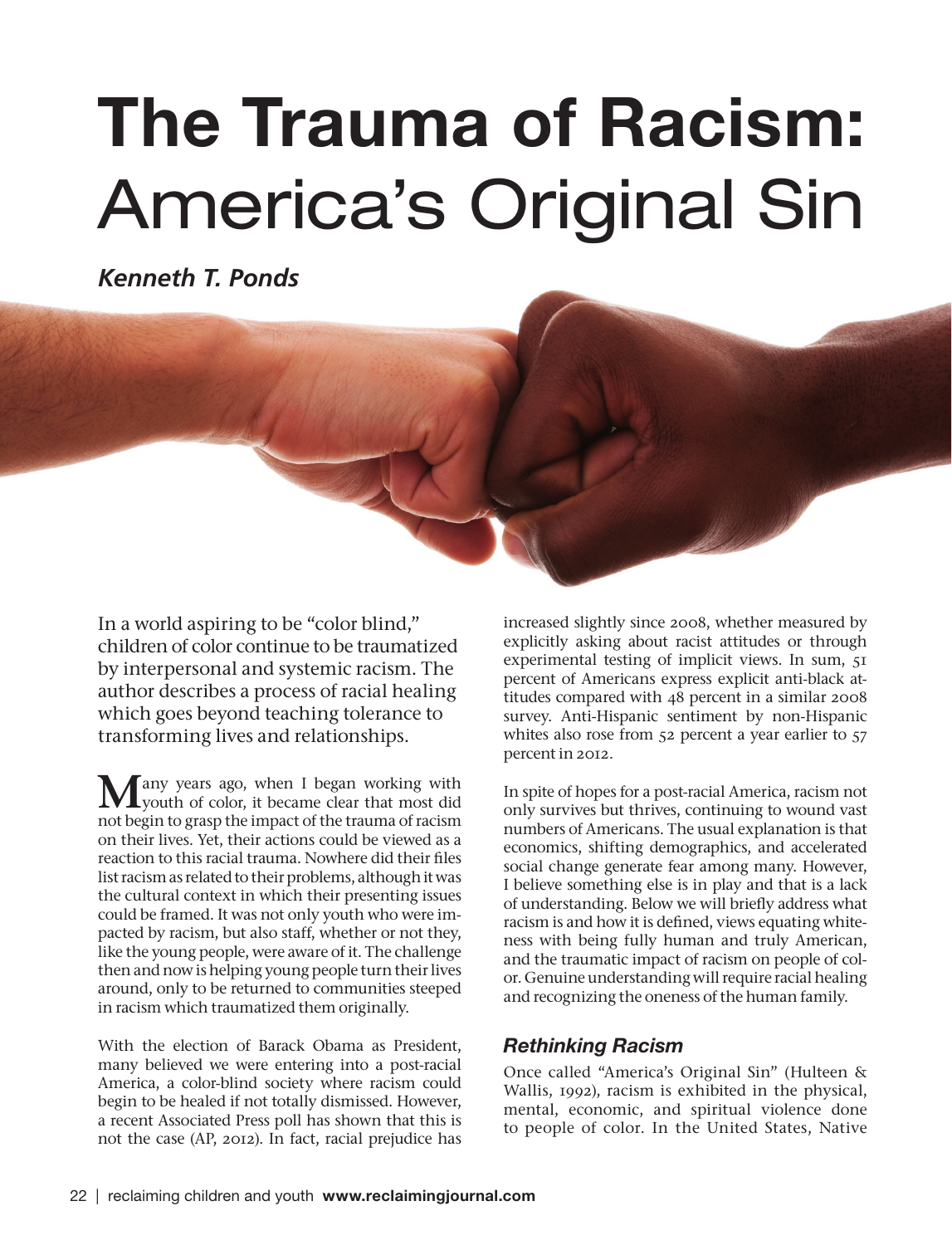# The Trauma of Racism: America's Original Sin

***Kenneth T. Ponds***

In a world aspiring to be "color blind," children of color continue to be traumatized by interpersonal and systemic racism. The author describes a process of racial healing which goes beyond teaching tolerance to transforming lives and relationships.

Many years ago, when I began working with youth of color, it became clear that most did not begin to grasp the impact of the trauma of racism on their lives. Yet, their actions could be viewed as a reaction to this racial trauma. Nowhere did their files list racism as related to their problems, although it was the cultural context in which their presenting issues could be framed. It was not only youth who were impacted by racism, but also staff, whether or not they, like the young people, were aware of it. The challenge then and now is helping young people turn their lives around, only to be returned to communities steeped in racism which traumatized them originally.

With the election of Barack Obama as President, many believed we were entering into a post-racial America, a color-blind society where racism could begin to be healed if not totally dismissed. However, a recent Associated Press poll has shown that this is not the case (AP, 2012). In fact, racial prejudice has increased slightly since 2008, whether measured by explicitly asking about racist attitudes or through experimental testing of implicit views. In sum, 51 percent of Americans express explicit anti-black attitudes compared with 48 percent in a similar 2008 survey. Anti-Hispanic sentiment by non-Hispanic whites also rose from 52 percent a year earlier to 57 percent in 2012.

In spite of hopes for a post-racial America, racism not only survives but thrives, continuing to wound vast numbers of Americans. The usual explanation is that economics, shifting demographics, and accelerated social change generate fear among many. However, I believe something else is in play and that is a lack of understanding. Below we will briefly address what racism is and how it is defined, views equating whiteness with being fully human and truly American, and the traumatic impact of racism on people of color. Genuine understanding will require racial healing and recognizing the oneness of the human family.

## *Rethinking Racism*

Once called "America's Original Sin" (Hulteen & Wallis, 1992), racism is exhibited in the physical, mental, economic, and spiritual violence done to people of color. In the United States, Native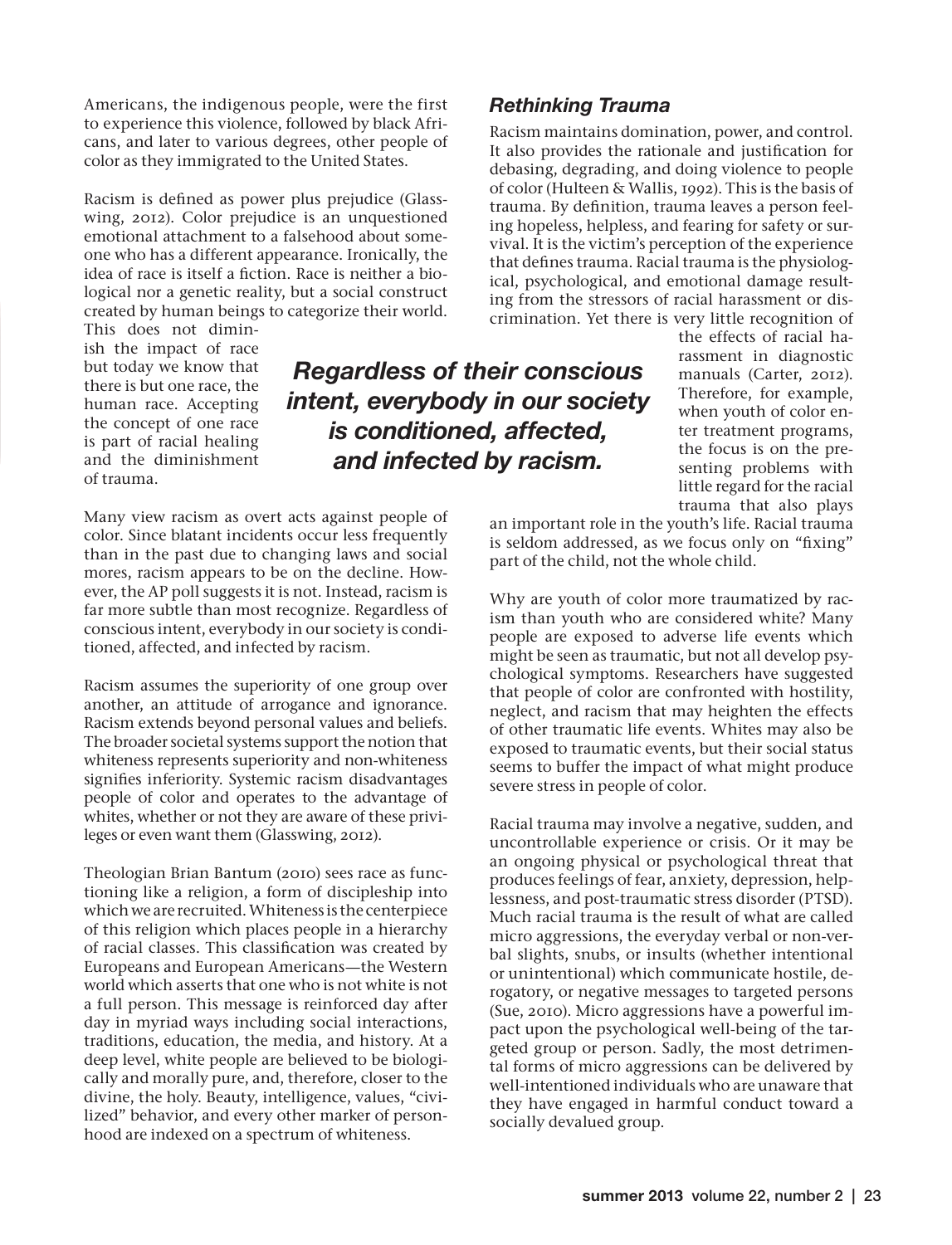Americans, the indigenous people, were the first to experience this violence, followed by black Africans, and later to various degrees, other people of color as they immigrated to the United States.

Racism is defined as power plus prejudice (Glasswing, 2012). Color prejudice is an unquestioned emotional attachment to a falsehood about someone who has a different appearance. Ironically, the idea of race is itself a fiction. Race is neither a biological nor a genetic reality, but a social construct created by human beings to categorize their world. This does not diminish the impact of race but today we know that there is but one race, the human race. Accepting the concept of one race is part of racial healing and the diminishment of trauma.

***Regardless of their conscious intent, everybody in our society is conditioned, affected, and infected by racism.***

Many view racism as overt acts against people of color. Since blatant incidents occur less frequently than in the past due to changing laws and social mores, racism appears to be on the decline. However, the AP poll suggests it is not. Instead, racism is far more subtle than most recognize. Regardless of conscious intent, everybody in our society is conditioned, affected, and infected by racism.

Racism assumes the superiority of one group over another, an attitude of arrogance and ignorance. Racism extends beyond personal values and beliefs. The broader societal systems support the notion that whiteness represents superiority and non-whiteness signifies inferiority. Systemic racism disadvantages people of color and operates to the advantage of whites, whether or not they are aware of these privileges or even want them (Glasswing, 2012).

Theologian Brian Bantum (2010) sees race as functioning like a religion, a form of discipleship into which we are recruited. Whiteness is the centerpiece of this religion which places people in a hierarchy of racial classes. This classification was created by Europeans and European Americans—the Western world which asserts that one who is not white is not a full person. This message is reinforced day after day in myriad ways including social interactions, traditions, education, the media, and history. At a deep level, white people are believed to be biologically and morally pure, and, therefore, closer to the divine, the holy. Beauty, intelligence, values, "civilized" behavior, and every other marker of personhood are indexed on a spectrum of whiteness.

### *Rethinking Trauma*

Racism maintains domination, power, and control. It also provides the rationale and justification for debasing, degrading, and doing violence to people of color (Hulteen & Wallis, 1992). This is the basis of trauma. By definition, trauma leaves a person feeling hopeless, helpless, and fearing for safety or survival. It is the victim's perception of the experience that defines trauma. Racial trauma is the physiological, psychological, and emotional damage resulting from the stressors of racial harassment or discrimination. Yet there is very little recognition of the effects of racial harassment in diagnostic manuals (Carter, 2012). Therefore, for example, when youth of color enter treatment programs, the focus is on the presenting problems with little regard for the racial trauma that also plays an important role in the youth's life. Racial trauma is seldom addressed, as we focus only on "fixing" part of the child, not the whole child.

Why are youth of color more traumatized by racism than youth who are considered white? Many people are exposed to adverse life events which might be seen as traumatic, but not all develop psychological symptoms. Researchers have suggested that people of color are confronted with hostility, neglect, and racism that may heighten the effects of other traumatic life events. Whites may also be exposed to traumatic events, but their social status seems to buffer the impact of what might produce severe stress in people of color.

Racial trauma may involve a negative, sudden, and uncontrollable experience or crisis. Or it may be an ongoing physical or psychological threat that produces feelings of fear, anxiety, depression, helplessness, and post-traumatic stress disorder (PTSD). Much racial trauma is the result of what are called micro aggressions, the everyday verbal or non-verbal slights, snubs, or insults (whether intentional or unintentional) which communicate hostile, derogatory, or negative messages to targeted persons (Sue, 2010). Micro aggressions have a powerful impact upon the psychological well-being of the targeted group or person. Sadly, the most detrimental forms of micro aggressions can be delivered by well-intentioned individuals who are unaware that they have engaged in harmful conduct toward a socially devalued group.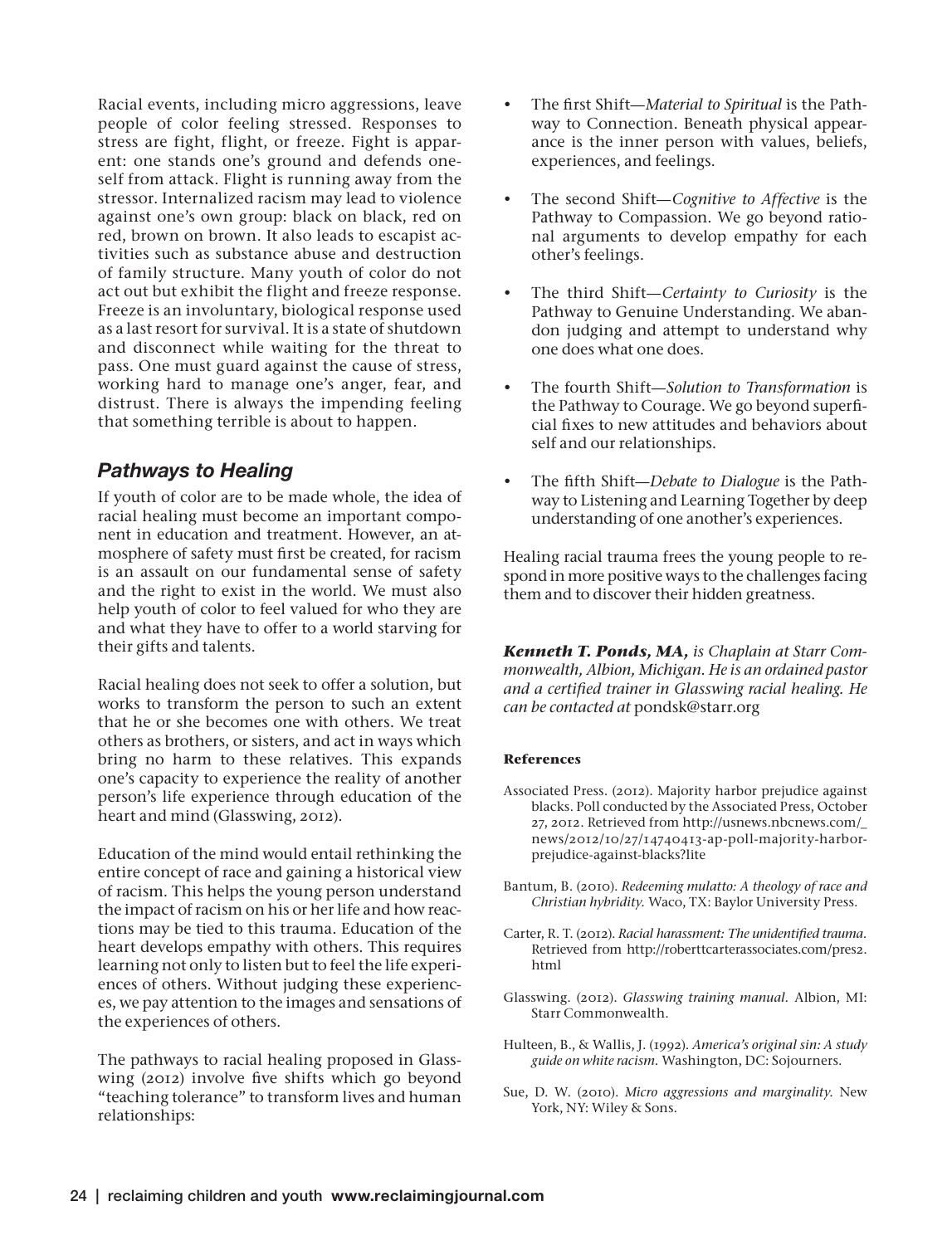Racial events, including micro aggressions, leave people of color feeling stressed. Responses to stress are fight, flight, or freeze. Fight is apparent: one stands one's ground and defends oneself from attack. Flight is running away from the stressor. Internalized racism may lead to violence against one's own group: black on black, red on red, brown on brown. It also leads to escapist activities such as substance abuse and destruction of family structure. Many youth of color do not act out but exhibit the flight and freeze response. Freeze is an involuntary, biological response used as a last resort for survival. It is a state of shutdown and disconnect while waiting for the threat to pass. One must guard against the cause of stress, working hard to manage one's anger, fear, and distrust. There is always the impending feeling that something terrible is about to happen.

## *Pathways to Healing*

If youth of color are to be made whole, the idea of racial healing must become an important component in education and treatment. However, an atmosphere of safety must first be created, for racism is an assault on our fundamental sense of safety and the right to exist in the world. We must also help youth of color to feel valued for who they are and what they have to offer to a world starving for their gifts and talents.

Racial healing does not seek to offer a solution, but works to transform the person to such an extent that he or she becomes one with others. We treat others as brothers, or sisters, and act in ways which bring no harm to these relatives. This expands one's capacity to experience the reality of another person's life experience through education of the heart and mind (Glasswing, 2012).

Education of the mind would entail rethinking the entire concept of race and gaining a historical view of racism. This helps the young person understand the impact of racism on his or her life and how reactions may be tied to this trauma. Education of the heart develops empathy with others. This requires learning not only to listen but to feel the life experiences of others. Without judging these experiences, we pay attention to the images and sensations of the experiences of others.

The pathways to racial healing proposed in Glasswing (2012) involve five shifts which go beyond "teaching tolerance" to transform lives and human relationships:

- The first Shift—*Material to Spiritual* is the Pathway to Connection. Beneath physical appearance is the inner person with values, beliefs, experiences, and feelings.
- The second Shift—*Cognitive to Affective* is the Pathway to Compassion. We go beyond rational arguments to develop empathy for each other's feelings.
- The third Shift—*Certainty to Curiosity* is the Pathway to Genuine Understanding. We abandon judging and attempt to understand why one does what one does.
- The fourth Shift—*Solution to Transformation* is the Pathway to Courage. We go beyond superficial fixes to new attitudes and behaviors about self and our relationships.
- The fifth Shift—*Debate to Dialogue* is the Pathway to Listening and Learning Together by deep understanding of one another's experiences.

Healing racial trauma frees the young people to respond in more positive ways to the challenges facing them and to discover their hidden greatness.

***Kenneth T. Ponds, MA,*** *is Chaplain at Starr Commonwealth, Albion, Michigan. He is an ordained pastor and a certified trainer in Glasswing racial healing. He can be contacted at* pondsk@starr.org

#### References

Associated Press. (2012). Majority harbor prejudice against blacks. Poll conducted by the Associated Press, October 27, 2012. Retrieved from http://usnews.nbcnews.com/_news/2012/10/27/14740413-ap-poll-majority-harbor-prejudice-against-blacks?lite

Bantum, B. (2010). *Redeeming mulatto: A theology of race and Christian hybridity.* Waco, TX: Baylor University Press.

Carter, R. T. (2012). *Racial harassment: The unidentified trauma.* Retrieved from http://roberttcarterassociates.com/pres2.html

Glasswing. (2012). *Glasswing training manual.* Albion, MI: Starr Commonwealth.

Hulteen, B., & Wallis, J. (1992). *America's original sin: A study guide on white racism.* Washington, DC: Sojourners.

Sue, D. W. (2010). *Micro aggressions and marginality.* New York, NY: Wiley & Sons.